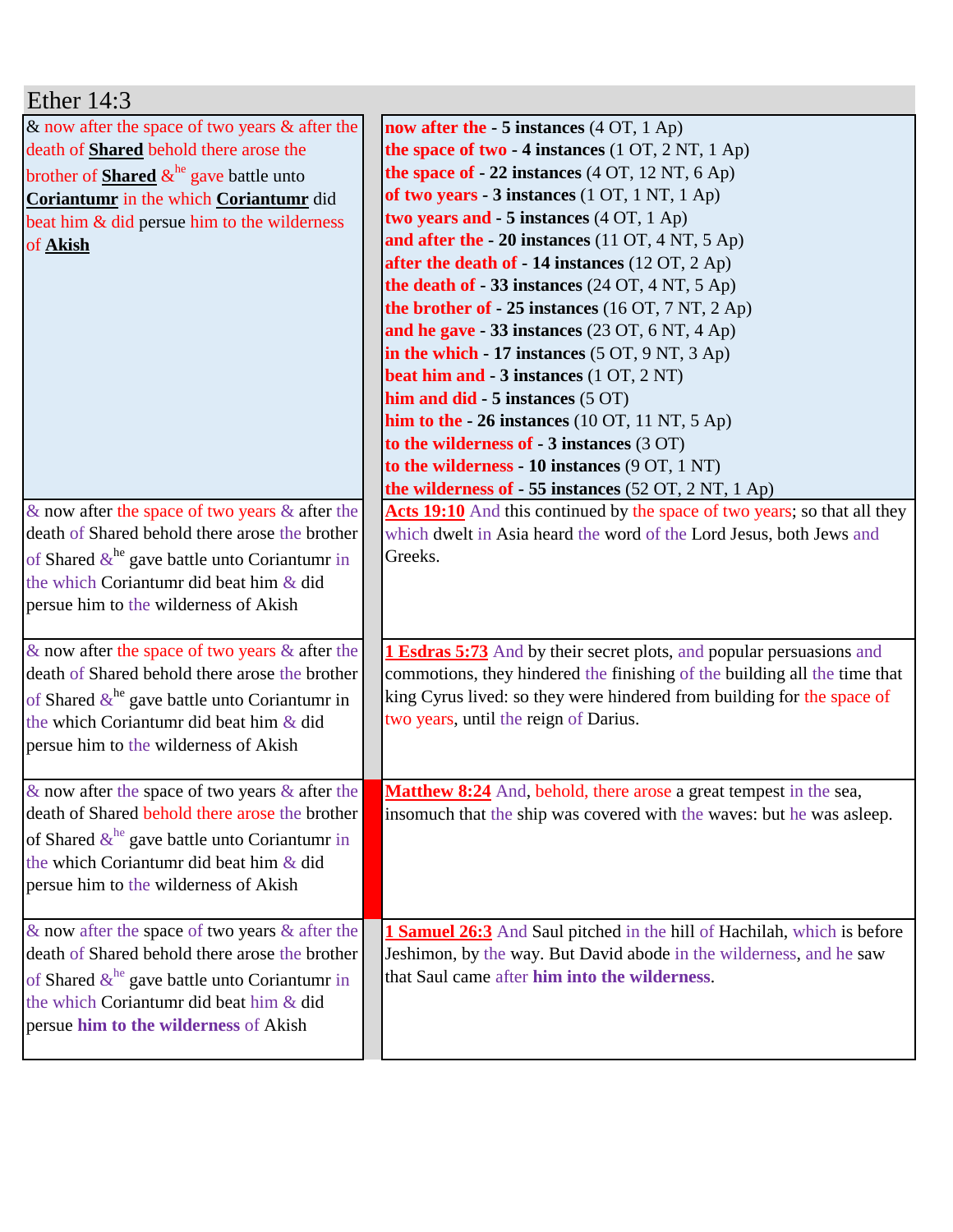# Ether 14:3

| & now after the space of two years & after the death of **Shared** behold there arose the brother of **Shared** &[he] gave battle unto **Coriantumr** in the which **Coriantumr** did beat him & did persue him to the wilderness of **Akish** | **now after the - 5 instances** (4 OT, 1 Ap)<br>**the space of two - 4 instances** (1 OT, 2 NT, 1 Ap)<br>**the space of - 22 instances** (4 OT, 12 NT, 6 Ap)<br>**of two years - 3 instances** (1 OT, 1 NT, 1 Ap)<br>**two years and - 5 instances** (4 OT, 1 Ap)<br>**and after the - 20 instances** (11 OT, 4 NT, 5 Ap)<br>**after the death of - 14 instances** (12 OT, 2 Ap)<br>**the death of - 33 instances** (24 OT, 4 NT, 5 Ap)<br>**the brother of - 25 instances** (16 OT, 7 NT, 2 Ap)<br>**and he gave - 33 instances** (23 OT, 6 NT, 4 Ap)<br>**in the which - 17 instances** (5 OT, 9 NT, 3 Ap)<br>**beat him and - 3 instances** (1 OT, 2 NT)<br>**him and did - 5 instances** (5 OT)<br>**him to the - 26 instances** (10 OT, 11 NT, 5 Ap)<br>**to the wilderness of - 3 instances** (3 OT)<br>**to the wilderness - 10 instances** (9 OT, 1 NT)<br>**the wilderness of - 55 instances** (52 OT, 2 NT, 1 Ap) |
|---|---|
| & now after the space of two years & after the death of Shared behold there arose the brother of Shared &[he] gave battle unto Coriantumr in the which Coriantumr did beat him & did persue him to the wilderness of Akish | **Acts 19:10** And this continued by the space of two years; so that all they which dwelt in Asia heard the word of the Lord Jesus, both Jews and Greeks. |
| & now after the space of two years & after the death of Shared behold there arose the brother of Shared &[he] gave battle unto Coriantumr in the which Coriantumr did beat him & did persue him to the wilderness of Akish | **1 Esdras 5:73** And by their secret plots, and popular persuasions and commotions, they hindered the finishing of the building all the time that king Cyrus lived: so they were hindered from building for the space of two years, until the reign of Darius. |
| & now after the space of two years & after the death of Shared behold there arose the brother of Shared &[he] gave battle unto Coriantumr in the which Coriantumr did beat him & did persue him to the wilderness of Akish | **Matthew 8:24** And, behold, there arose a great tempest in the sea, insomuch that the ship was covered with the waves: but he was asleep. |
| & now after the space of two years & after the death of Shared behold there arose the brother of Shared &[he] gave battle unto Coriantumr in the which Coriantumr did beat him & did persue **him to the wilderness** of Akish | **1 Samuel 26:3** And Saul pitched in the hill of Hachilah, which is before Jeshimon, by the way. But David abode in the wilderness, and he saw that Saul came after **him into the wilderness**. |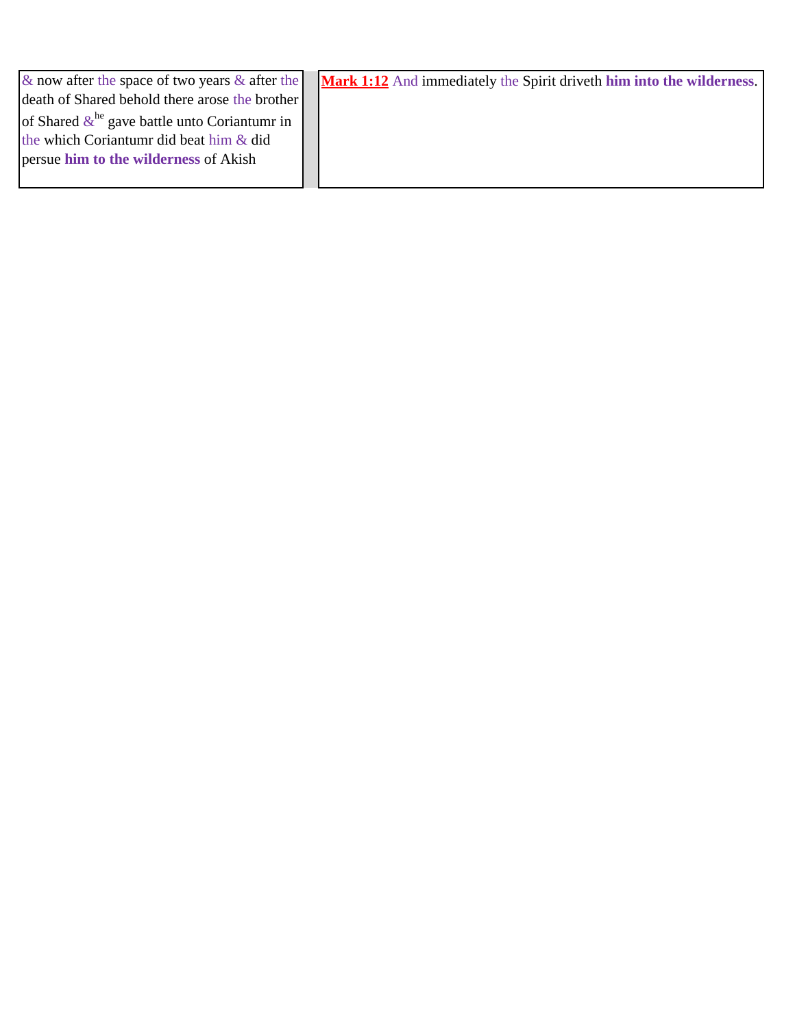| | |
|---|---|
| & now after the space of two years & after the death of Shared behold there arose the brother of Shared & he gave battle unto Coriantumr in the which Coriantumr did beat him & did persue **him to the wilderness** of Akish | **Mark 1:12** And immediately the Spirit driveth **him into the wilderness**. |